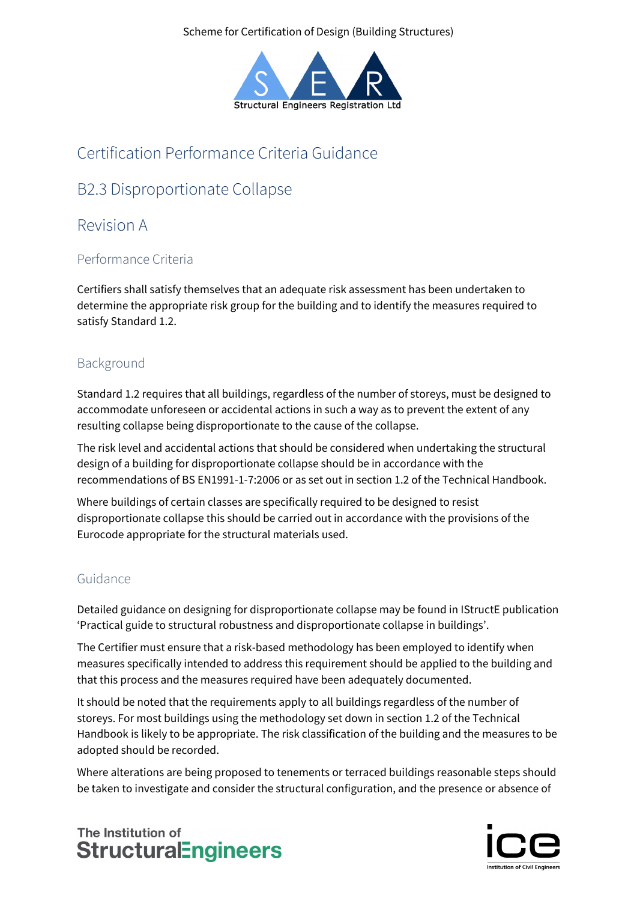Scheme for Certification of Design (Building Structures)

# Certification Performance Criteria Guidance

# B2.3 Disproportionate Collapse

# Revision A

## Performance Criteria

Certifiers shall satisfy themselves that an adequate risk assessment has been undertaken to determine the appropriate risk group for the building and to identify the measures required to satisfy Standard 1.2.

## Background

Standard 1.2 requires that all buildings, regardless of the number of storeys, must be designed to accommodate unforeseen or accidental actions in such a way as to prevent the extent of any resulting collapse being disproportionate to the cause of the collapse.

The risk level and accidental actions that should be considered when undertaking the structural design of a building for disproportionate collapse should be in accordance with the recommendations of BS EN1991-1-7:2006 or as set out in section 1.2 of the Technical Handbook.

Where buildings of certain classes are specifically required to be designed to resist disproportionate collapse this should be carried out in accordance with the provisions of the Eurocode appropriate for the structural materials used.

## Guidance

Detailed guidance on designing for disproportionate collapse may be found in IStructE publication 'Practical guide to structural robustness and disproportionate collapse in buildings'.

The Certifier must ensure that a risk-based methodology has been employed to identify when measures specifically intended to address this requirement should be applied to the building and that this process and the measures required have been adequately documented.

It should be noted that the requirements apply to all buildings regardless of the number of storeys. For most buildings using the methodology set down in section 1.2 of the Technical Handbook is likely to be appropriate. The risk classification of the building and the measures to be adopted should be recorded.

Where alterations are being proposed to tenements or terraced buildings reasonable steps should be taken to investigate and consider the structural configuration, and the presence or absence of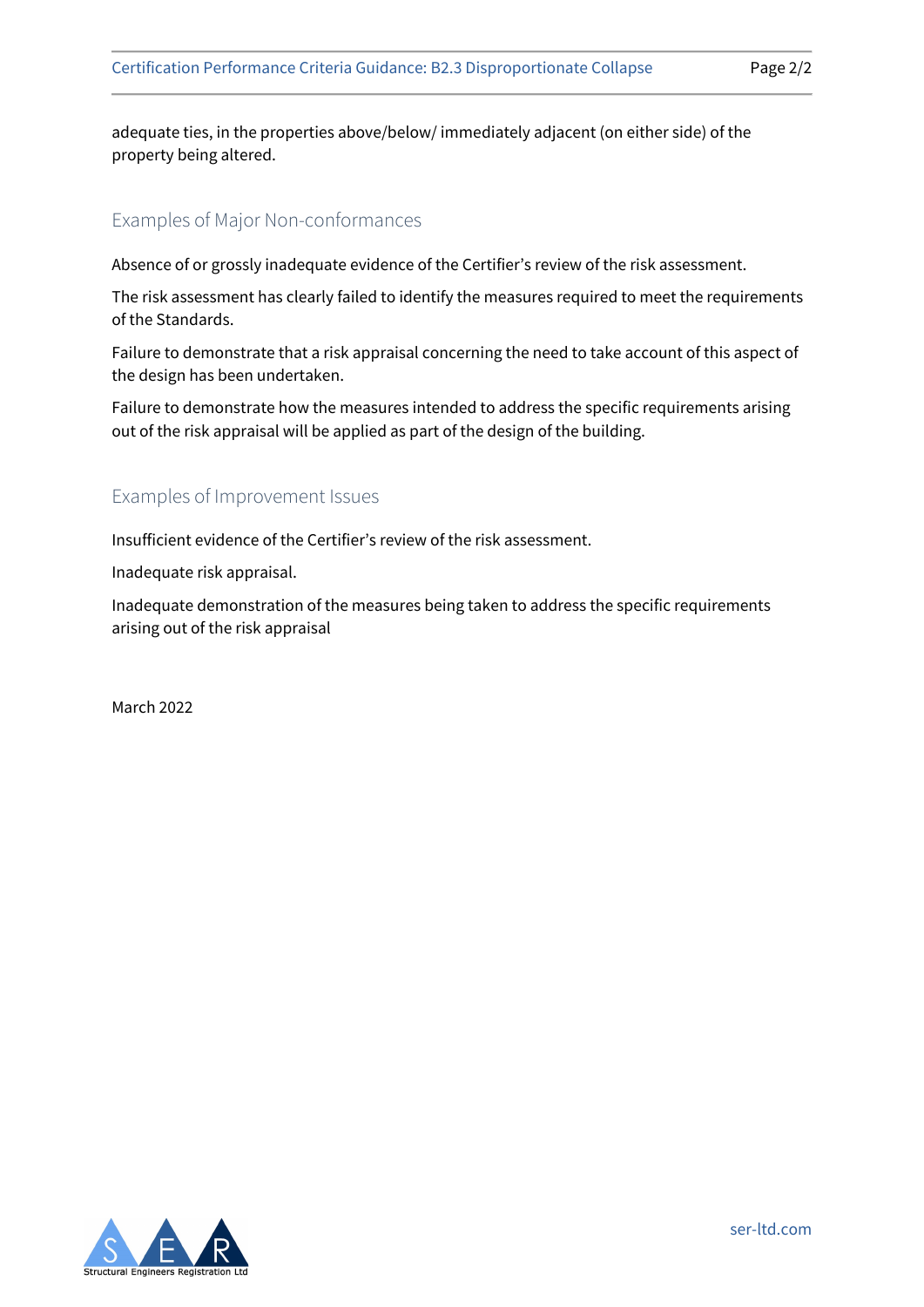adequate ties, in the properties above/below/ immediately adjacent (on either side) of the property being altered.

## Examples of Major Non-conformances

Absence of or grossly inadequate evidence of the Certifier's review of the risk assessment.

The risk assessment has clearly failed to identify the measures required to meet the requirements of the Standards.

Failure to demonstrate that a risk appraisal concerning the need to take account of this aspect of the design has been undertaken.

Failure to demonstrate how the measures intended to address the specific requirements arising out of the risk appraisal will be applied as part of the design of the building.

## Examples of Improvement Issues

Insufficient evidence of the Certifier's review of the risk assessment.

Inadequate risk appraisal.

Inadequate demonstration of the measures being taken to address the specific requirements arising out of the risk appraisal

March 2022